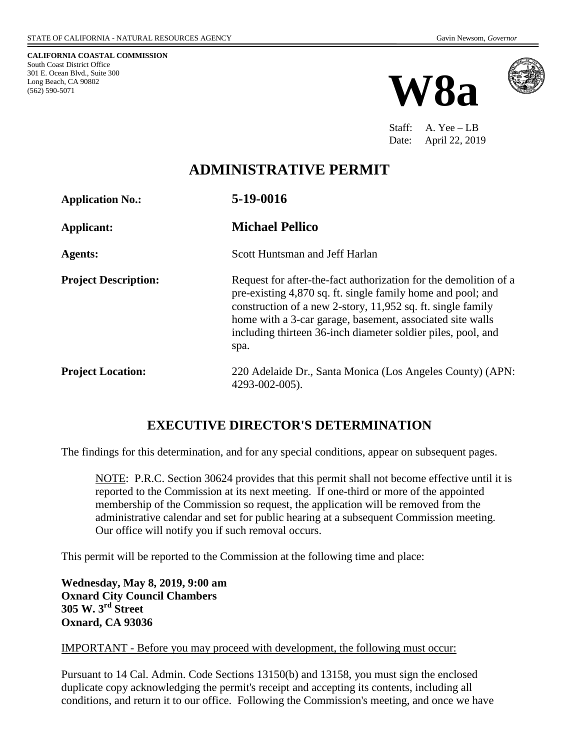STATE OF CALIFORNIA - NATURAL RESOURCES AGENCY Gavin Newsom, *Governor*

**CALIFORNIA COASTAL COMMISSION**
South Coast District Office
301 E. Ocean Blvd., Suite 300
Long Beach, CA 90802
(562) 590-5071

# W8a

Staff: A. Yee – LB
Date: April 22, 2019

## ADMINISTRATIVE PERMIT

**Application No.:** **5-19-0016**

**Applicant:** **Michael Pellico**

**Agents:** Scott Huntsman and Jeff Harlan

**Project Description:** Request for after-the-fact authorization for the demolition of a pre-existing 4,870 sq. ft. single family home and pool; and construction of a new 2-story, 11,952 sq. ft. single family home with a 3-car garage, basement, associated site walls including thirteen 36-inch diameter soldier piles, pool, and spa.

**Project Location:** 220 Adelaide Dr., Santa Monica (Los Angeles County) (APN: 4293-002-005).

## EXECUTIVE DIRECTOR'S DETERMINATION

The findings for this determination, and for any special conditions, appear on subsequent pages.

NOTE: P.R.C. Section 30624 provides that this permit shall not become effective until it is reported to the Commission at its next meeting. If one-third or more of the appointed membership of the Commission so request, the application will be removed from the administrative calendar and set for public hearing at a subsequent Commission meeting. Our office will notify you if such removal occurs.

This permit will be reported to the Commission at the following time and place:

**Wednesday, May 8, 2019, 9:00 am**
**Oxnard City Council Chambers**
**305 W. 3rd Street**
**Oxnard, CA 93036**

IMPORTANT - Before you may proceed with development, the following must occur:

Pursuant to 14 Cal. Admin. Code Sections 13150(b) and 13158, you must sign the enclosed duplicate copy acknowledging the permit's receipt and accepting its contents, including all conditions, and return it to our office. Following the Commission's meeting, and once we have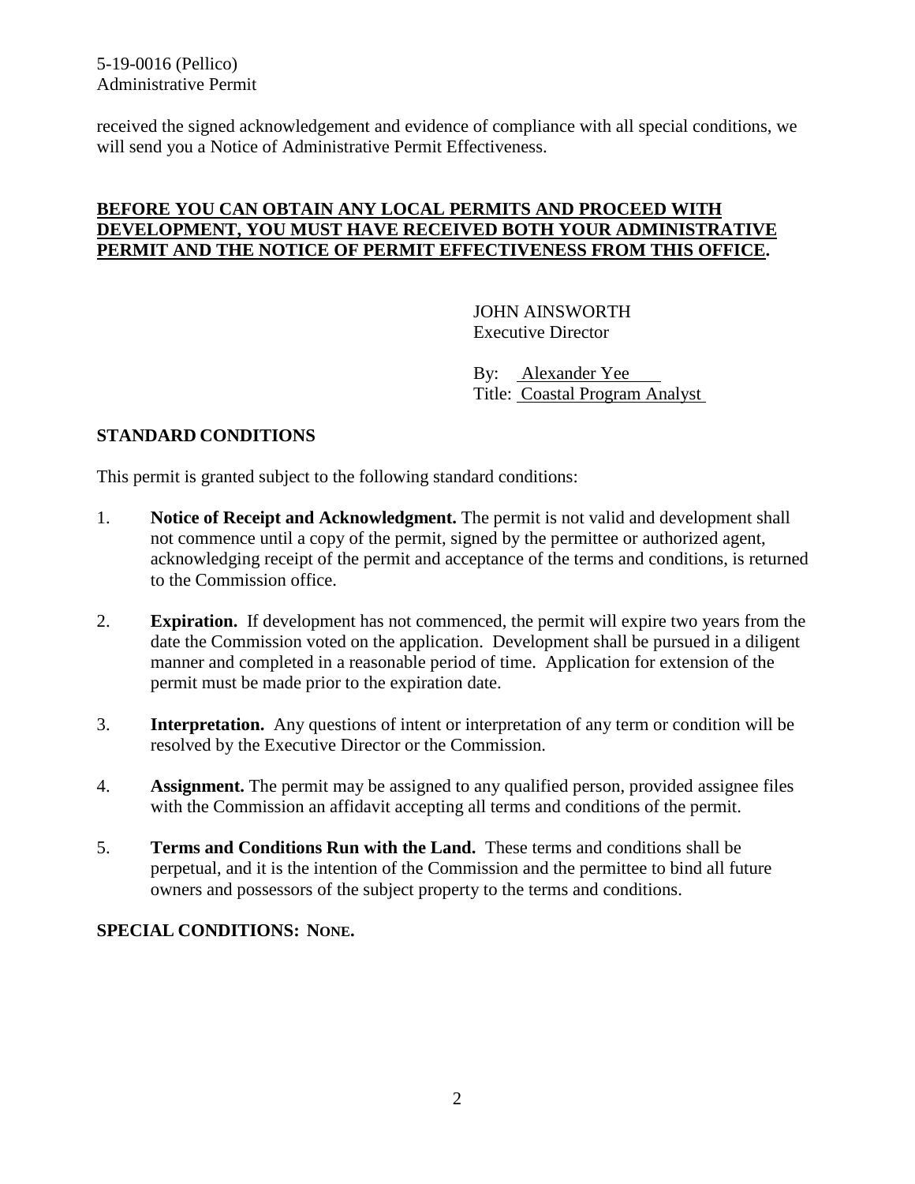received the signed acknowledgement and evidence of compliance with all special conditions, we will send you a Notice of Administrative Permit Effectiveness.

**BEFORE YOU CAN OBTAIN ANY LOCAL PERMITS AND PROCEED WITH DEVELOPMENT, YOU MUST HAVE RECEIVED BOTH YOUR ADMINISTRATIVE PERMIT AND THE NOTICE OF PERMIT EFFECTIVENESS FROM THIS OFFICE.**

JOHN AINSWORTH
Executive Director

By: Alexander Yee
Title: Coastal Program Analyst

## STANDARD CONDITIONS

This permit is granted subject to the following standard conditions:

1. **Notice of Receipt and Acknowledgment.** The permit is not valid and development shall not commence until a copy of the permit, signed by the permittee or authorized agent, acknowledging receipt of the permit and acceptance of the terms and conditions, is returned to the Commission office.

2. **Expiration.** If development has not commenced, the permit will expire two years from the date the Commission voted on the application. Development shall be pursued in a diligent manner and completed in a reasonable period of time. Application for extension of the permit must be made prior to the expiration date.

3. **Interpretation.** Any questions of intent or interpretation of any term or condition will be resolved by the Executive Director or the Commission.

4. **Assignment.** The permit may be assigned to any qualified person, provided assignee files with the Commission an affidavit accepting all terms and conditions of the permit.

5. **Terms and Conditions Run with the Land.** These terms and conditions shall be perpetual, and it is the intention of the Commission and the permittee to bind all future owners and possessors of the subject property to the terms and conditions.

## SPECIAL CONDITIONS: NONE.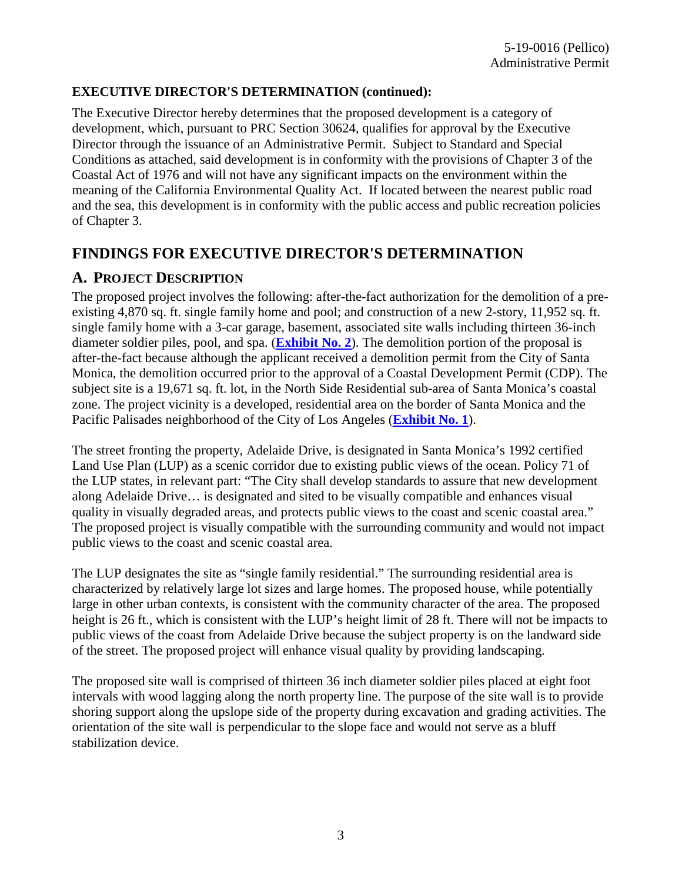**EXECUTIVE DIRECTOR'S DETERMINATION (continued):**

The Executive Director hereby determines that the proposed development is a category of development, which, pursuant to PRC Section 30624, qualifies for approval by the Executive Director through the issuance of an Administrative Permit. Subject to Standard and Special Conditions as attached, said development is in conformity with the provisions of Chapter 3 of the Coastal Act of 1976 and will not have any significant impacts on the environment within the meaning of the California Environmental Quality Act. If located between the nearest public road and the sea, this development is in conformity with the public access and public recreation policies of Chapter 3.

# FINDINGS FOR EXECUTIVE DIRECTOR'S DETERMINATION

## A. PROJECT DESCRIPTION

The proposed project involves the following: after-the-fact authorization for the demolition of a pre-existing 4,870 sq. ft. single family home and pool; and construction of a new 2-story, 11,952 sq. ft. single family home with a 3-car garage, basement, associated site walls including thirteen 36-inch diameter soldier piles, pool, and spa. (**Exhibit No. 2**). The demolition portion of the proposal is after-the-fact because although the applicant received a demolition permit from the City of Santa Monica, the demolition occurred prior to the approval of a Coastal Development Permit (CDP). The subject site is a 19,671 sq. ft. lot, in the North Side Residential sub-area of Santa Monica's coastal zone. The project vicinity is a developed, residential area on the border of Santa Monica and the Pacific Palisades neighborhood of the City of Los Angeles (**Exhibit No. 1**).

The street fronting the property, Adelaide Drive, is designated in Santa Monica's 1992 certified Land Use Plan (LUP) as a scenic corridor due to existing public views of the ocean. Policy 71 of the LUP states, in relevant part: "The City shall develop standards to assure that new development along Adelaide Drive… is designated and sited to be visually compatible and enhances visual quality in visually degraded areas, and protects public views to the coast and scenic coastal area." The proposed project is visually compatible with the surrounding community and would not impact public views to the coast and scenic coastal area.

The LUP designates the site as "single family residential." The surrounding residential area is characterized by relatively large lot sizes and large homes. The proposed house, while potentially large in other urban contexts, is consistent with the community character of the area. The proposed height is 26 ft., which is consistent with the LUP's height limit of 28 ft. There will not be impacts to public views of the coast from Adelaide Drive because the subject property is on the landward side of the street. The proposed project will enhance visual quality by providing landscaping.

The proposed site wall is comprised of thirteen 36 inch diameter soldier piles placed at eight foot intervals with wood lagging along the north property line. The purpose of the site wall is to provide shoring support along the upslope side of the property during excavation and grading activities. The orientation of the site wall is perpendicular to the slope face and would not serve as a bluff stabilization device.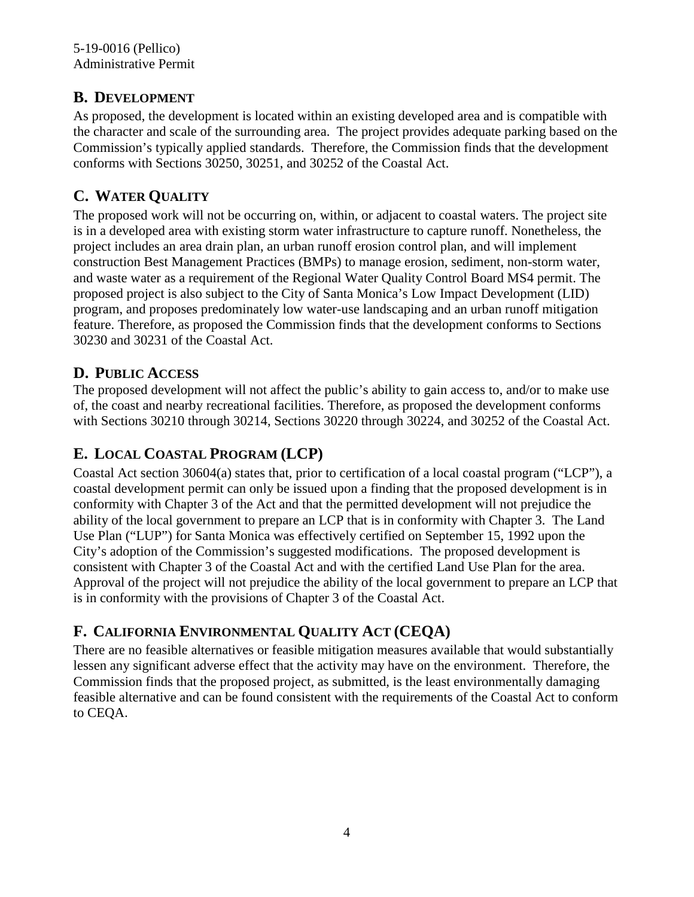## B. DEVELOPMENT

As proposed, the development is located within an existing developed area and is compatible with the character and scale of the surrounding area. The project provides adequate parking based on the Commission's typically applied standards. Therefore, the Commission finds that the development conforms with Sections 30250, 30251, and 30252 of the Coastal Act.

## C. WATER QUALITY

The proposed work will not be occurring on, within, or adjacent to coastal waters. The project site is in a developed area with existing storm water infrastructure to capture runoff. Nonetheless, the project includes an area drain plan, an urban runoff erosion control plan, and will implement construction Best Management Practices (BMPs) to manage erosion, sediment, non-storm water, and waste water as a requirement of the Regional Water Quality Control Board MS4 permit. The proposed project is also subject to the City of Santa Monica's Low Impact Development (LID) program, and proposes predominately low water-use landscaping and an urban runoff mitigation feature. Therefore, as proposed the Commission finds that the development conforms to Sections 30230 and 30231 of the Coastal Act.

## D. PUBLIC ACCESS

The proposed development will not affect the public's ability to gain access to, and/or to make use of, the coast and nearby recreational facilities. Therefore, as proposed the development conforms with Sections 30210 through 30214, Sections 30220 through 30224, and 30252 of the Coastal Act.

## E. LOCAL COASTAL PROGRAM (LCP)

Coastal Act section 30604(a) states that, prior to certification of a local coastal program ("LCP"), a coastal development permit can only be issued upon a finding that the proposed development is in conformity with Chapter 3 of the Act and that the permitted development will not prejudice the ability of the local government to prepare an LCP that is in conformity with Chapter 3. The Land Use Plan ("LUP") for Santa Monica was effectively certified on September 15, 1992 upon the City's adoption of the Commission's suggested modifications. The proposed development is consistent with Chapter 3 of the Coastal Act and with the certified Land Use Plan for the area. Approval of the project will not prejudice the ability of the local government to prepare an LCP that is in conformity with the provisions of Chapter 3 of the Coastal Act.

## F. CALIFORNIA ENVIRONMENTAL QUALITY ACT (CEQA)

There are no feasible alternatives or feasible mitigation measures available that would substantially lessen any significant adverse effect that the activity may have on the environment. Therefore, the Commission finds that the proposed project, as submitted, is the least environmentally damaging feasible alternative and can be found consistent with the requirements of the Coastal Act to conform to CEQA.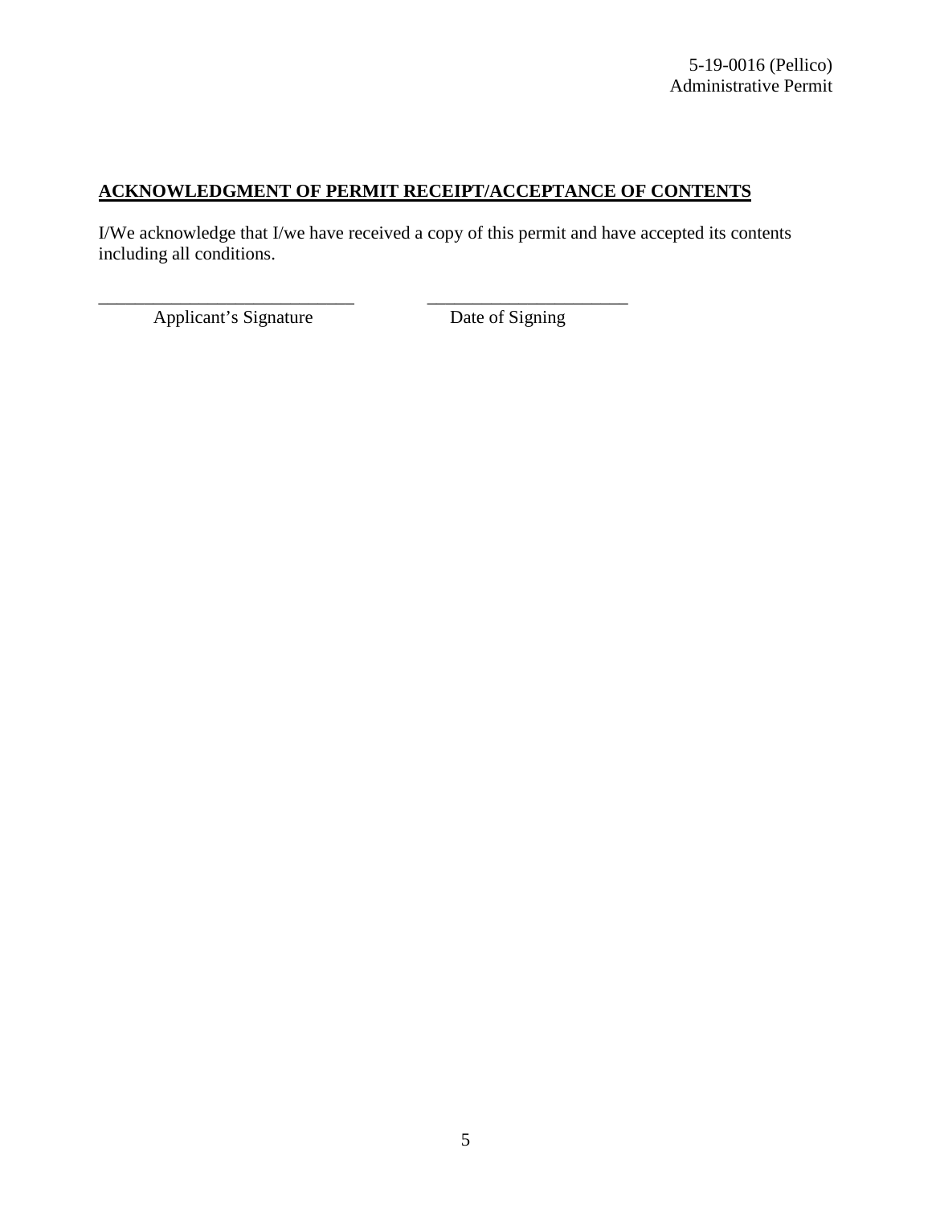**ACKNOWLEDGMENT OF PERMIT RECEIPT/ACCEPTANCE OF CONTENTS**

I/We acknowledge that I/we have received a copy of this permit and have accepted its contents including all conditions.

\_\_\_\_\_\_\_\_\_\_\_\_\_\_\_\_\_\_\_\_\_\_\_\_\_\_\_\_\_\_  \_\_\_\_\_\_\_\_\_\_\_\_\_\_\_\_\_\_\_\_\_\_\_\_

Applicant's Signature    Date of Signing